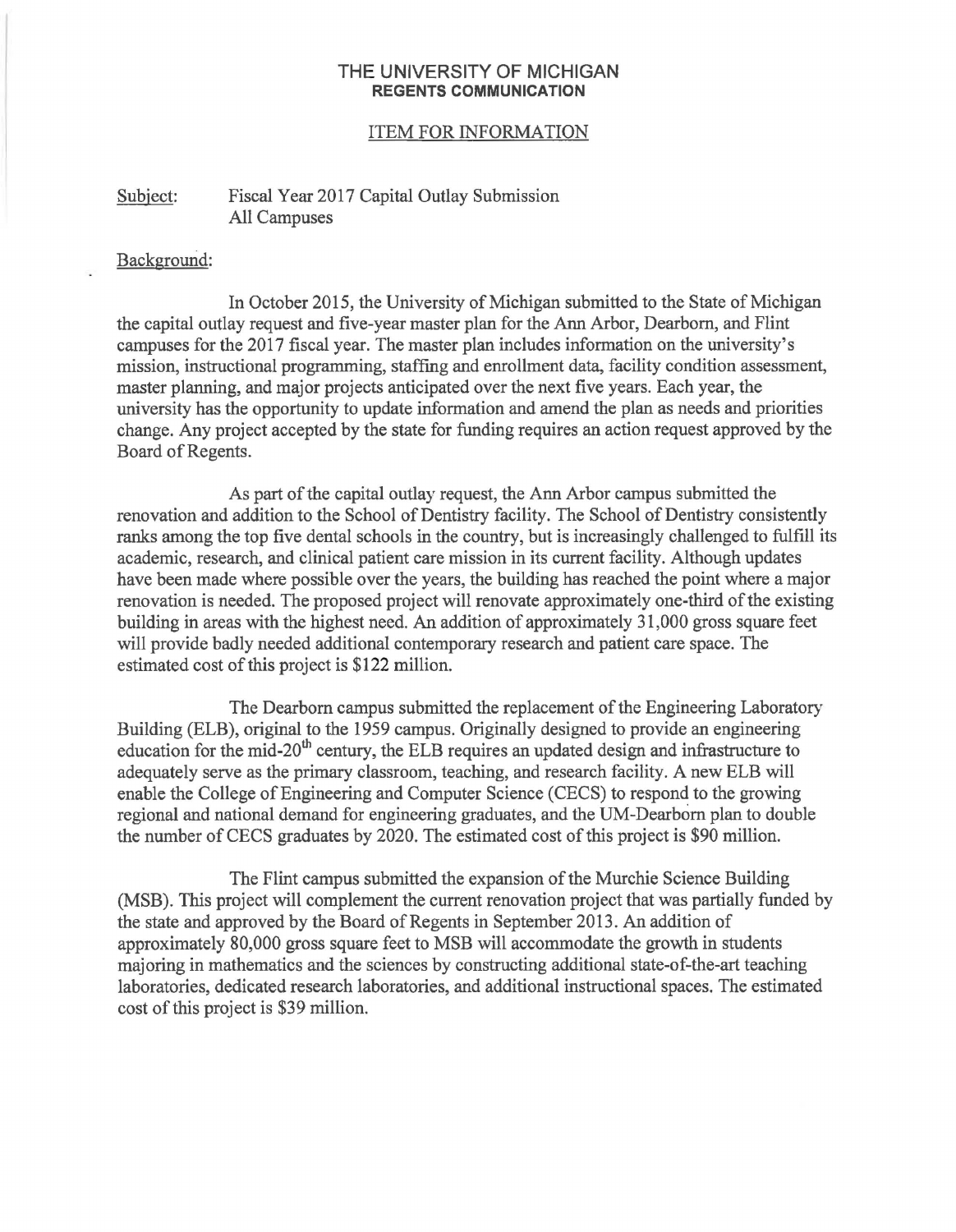# THE UNIVERSITY OF MICHIGAN
## REGENTS COMMUNICATION

ITEM FOR INFORMATION

Subject: Fiscal Year 2017 Capital Outlay Submission
All Campuses

Background:

In October 2015, the University of Michigan submitted to the State of Michigan the capital outlay request and five-year master plan for the Ann Arbor, Dearborn, and Flint campuses for the 2017 fiscal year. The master plan includes information on the university's mission, instructional programming, staffing and enrollment data, facility condition assessment, master planning, and major projects anticipated over the next five years. Each year, the university has the opportunity to update information and amend the plan as needs and priorities change. Any project accepted by the state for funding requires an action request approved by the Board of Regents.

As part of the capital outlay request, the Ann Arbor campus submitted the renovation and addition to the School of Dentistry facility. The School of Dentistry consistently ranks among the top five dental schools in the country, but is increasingly challenged to fulfill its academic, research, and clinical patient care mission in its current facility. Although updates have been made where possible over the years, the building has reached the point where a major renovation is needed. The proposed project will renovate approximately one-third of the existing building in areas with the highest need. An addition of approximately 31,000 gross square feet will provide badly needed additional contemporary research and patient care space. The estimated cost of this project is $122 million.

The Dearborn campus submitted the replacement of the Engineering Laboratory Building (ELB), original to the 1959 campus. Originally designed to provide an engineering education for the mid-20th century, the ELB requires an updated design and infrastructure to adequately serve as the primary classroom, teaching, and research facility. A new ELB will enable the College of Engineering and Computer Science (CECS) to respond to the growing regional and national demand for engineering graduates, and the UM-Dearborn plan to double the number of CECS graduates by 2020. The estimated cost of this project is $90 million.

The Flint campus submitted the expansion of the Murchie Science Building (MSB). This project will complement the current renovation project that was partially funded by the state and approved by the Board of Regents in September 2013. An addition of approximately 80,000 gross square feet to MSB will accommodate the growth in students majoring in mathematics and the sciences by constructing additional state-of-the-art teaching laboratories, dedicated research laboratories, and additional instructional spaces. The estimated cost of this project is $39 million.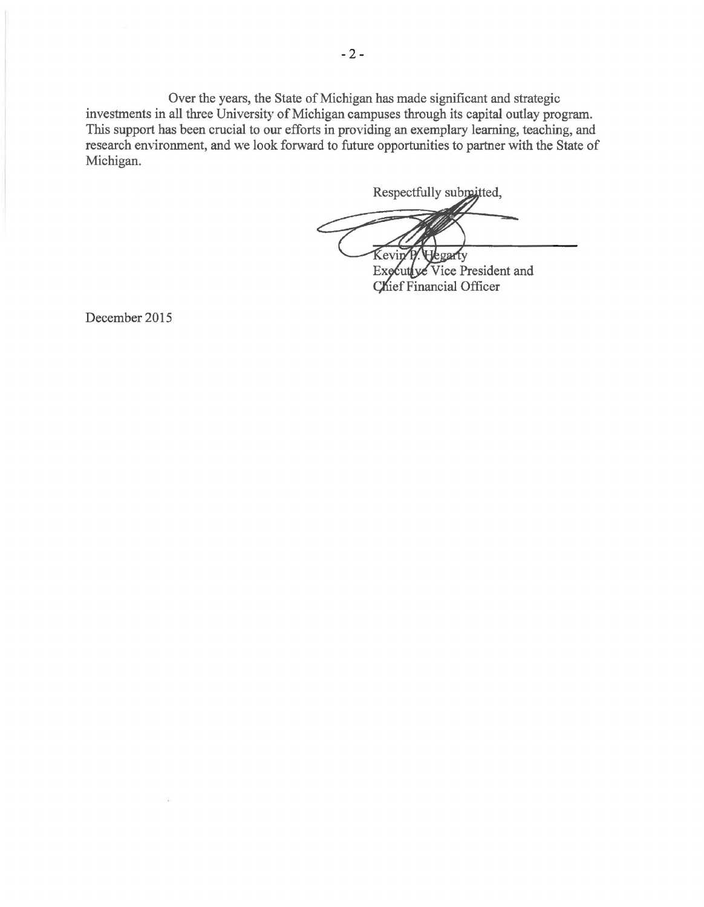Over the years, the State of Michigan has made significant and strategic investments in all three University of Michigan campuses through its capital outlay program. This support has been crucial to our efforts in providing an exemplary learning, teaching, and research environment, and we look forward to future opportunities to partner with the State of Michigan.

Respectfully submitted,

Kevin P. Hegarty
Executive Vice President and
Chief Financial Officer

December 2015